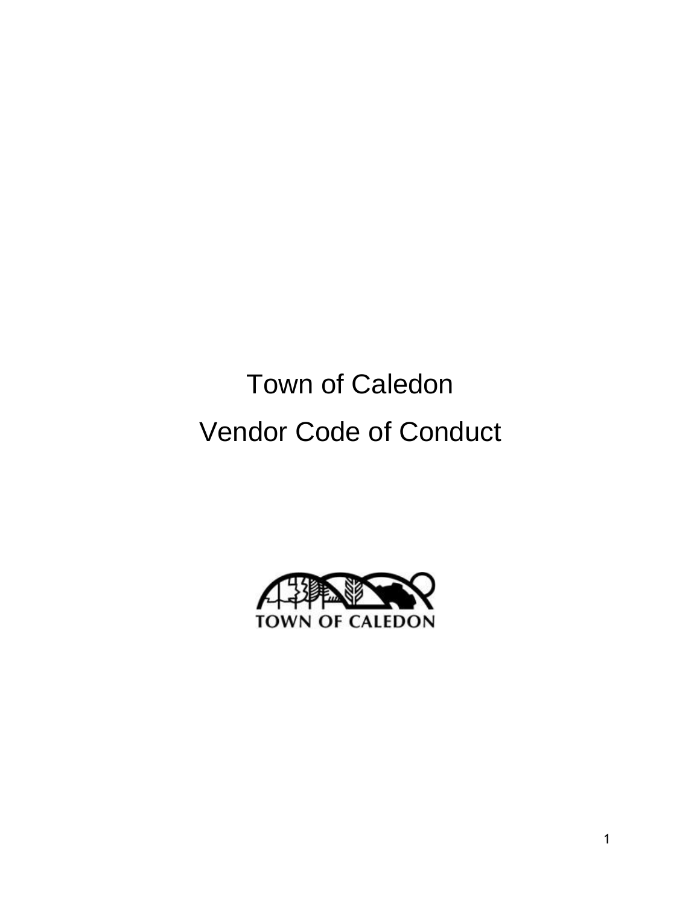# Town of Caledon

# Vendor Code of Conduct

TOWN OF CALEDON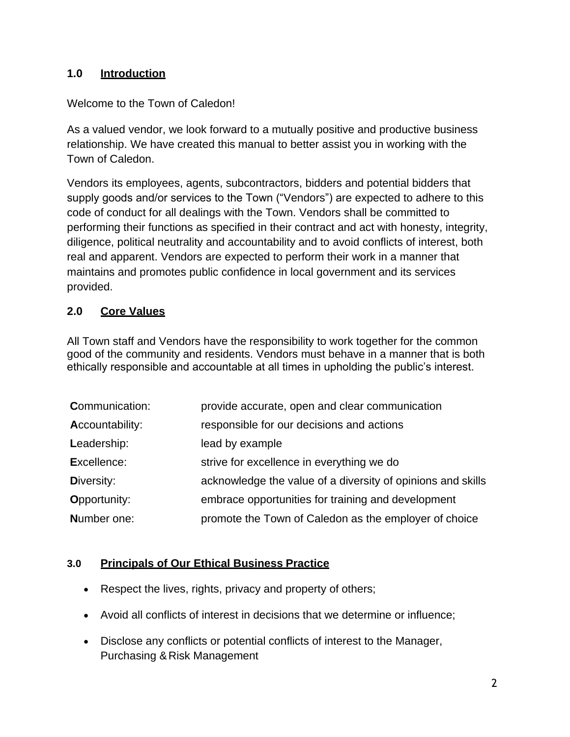## 1.0 Introduction

Welcome to the Town of Caledon!

As a valued vendor, we look forward to a mutually positive and productive business relationship. We have created this manual to better assist you in working with the Town of Caledon.

Vendors its employees, agents, subcontractors, bidders and potential bidders that supply goods and/or services to the Town ("Vendors") are expected to adhere to this code of conduct for all dealings with the Town. Vendors shall be committed to performing their functions as specified in their contract and act with honesty, integrity, diligence, political neutrality and accountability and to avoid conflicts of interest, both real and apparent. Vendors are expected to perform their work in a manner that maintains and promotes public confidence in local government and its services provided.

## 2.0 Core Values

All Town staff and Vendors have the responsibility to work together for the common good of the community and residents. Vendors must behave in a manner that is both ethically responsible and accountable at all times in upholding the public's interest.

| | |
|---|---|
| **C**ommunication: | provide accurate, open and clear communication |
| **A**ccountability: | responsible for our decisions and actions |
| **L**eadership: | lead by example |
| **E**xcellence: | strive for excellence in everything we do |
| **D**iversity: | acknowledge the value of a diversity of opinions and skills |
| **O**pportunity: | embrace opportunities for training and development |
| **N**umber one: | promote the Town of Caledon as the employer of choice |

## 3.0 Principals of Our Ethical Business Practice

- Respect the lives, rights, privacy and property of others;
- Avoid all conflicts of interest in decisions that we determine or influence;
- Disclose any conflicts or potential conflicts of interest to the Manager, Purchasing & Risk Management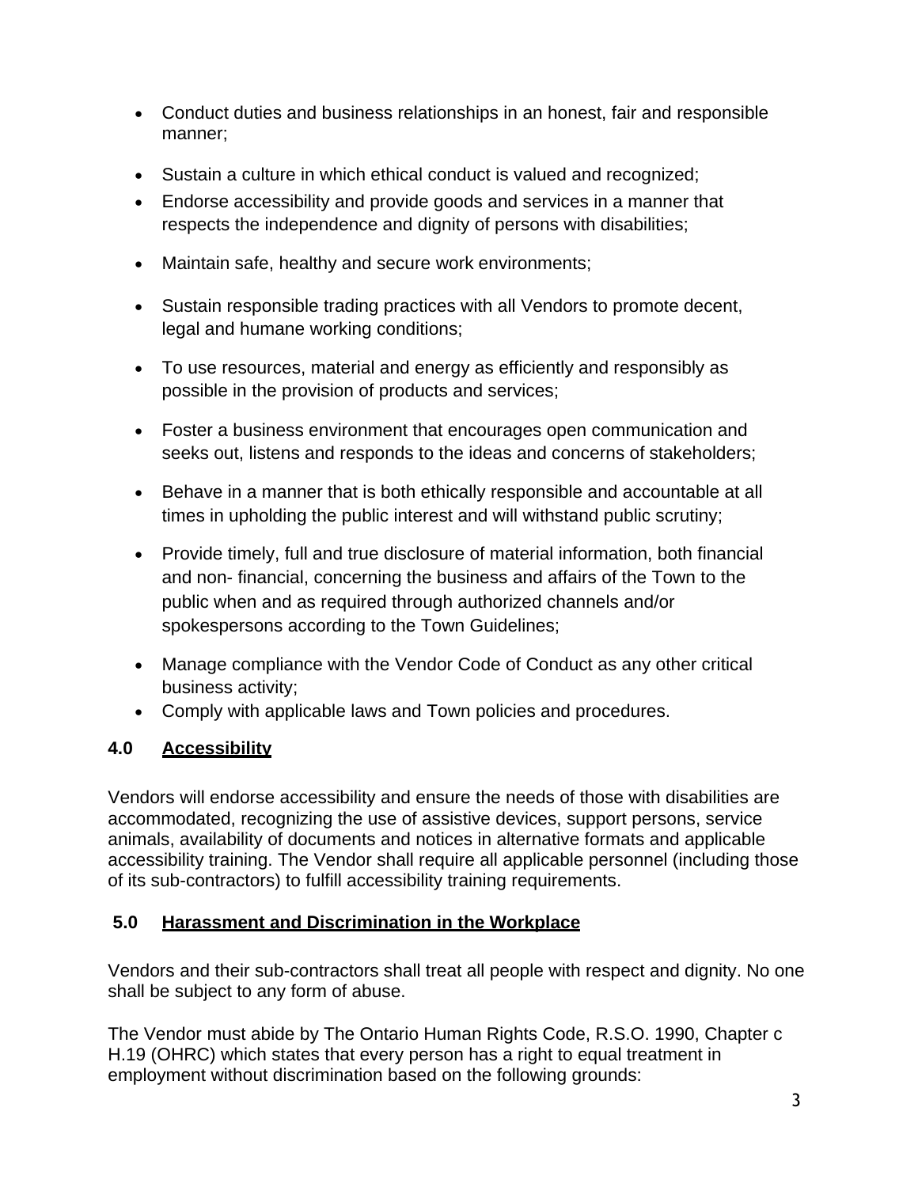- Conduct duties and business relationships in an honest, fair and responsible manner;
- Sustain a culture in which ethical conduct is valued and recognized;
- Endorse accessibility and provide goods and services in a manner that respects the independence and dignity of persons with disabilities;
- Maintain safe, healthy and secure work environments;
- Sustain responsible trading practices with all Vendors to promote decent, legal and humane working conditions;
- To use resources, material and energy as efficiently and responsibly as possible in the provision of products and services;
- Foster a business environment that encourages open communication and seeks out, listens and responds to the ideas and concerns of stakeholders;
- Behave in a manner that is both ethically responsible and accountable at all times in upholding the public interest and will withstand public scrutiny;
- Provide timely, full and true disclosure of material information, both financial and non- financial, concerning the business and affairs of the Town to the public when and as required through authorized channels and/or spokespersons according to the Town Guidelines;
- Manage compliance with the Vendor Code of Conduct as any other critical business activity;
- Comply with applicable laws and Town policies and procedures.

## 4.0 Accessibility

Vendors will endorse accessibility and ensure the needs of those with disabilities are accommodated, recognizing the use of assistive devices, support persons, service animals, availability of documents and notices in alternative formats and applicable accessibility training. The Vendor shall require all applicable personnel (including those of its sub-contractors) to fulfill accessibility training requirements.

## 5.0 Harassment and Discrimination in the Workplace

Vendors and their sub-contractors shall treat all people with respect and dignity. No one shall be subject to any form of abuse.

The Vendor must abide by The Ontario Human Rights Code, R.S.O. 1990, Chapter c H.19 (OHRC) which states that every person has a right to equal treatment in employment without discrimination based on the following grounds: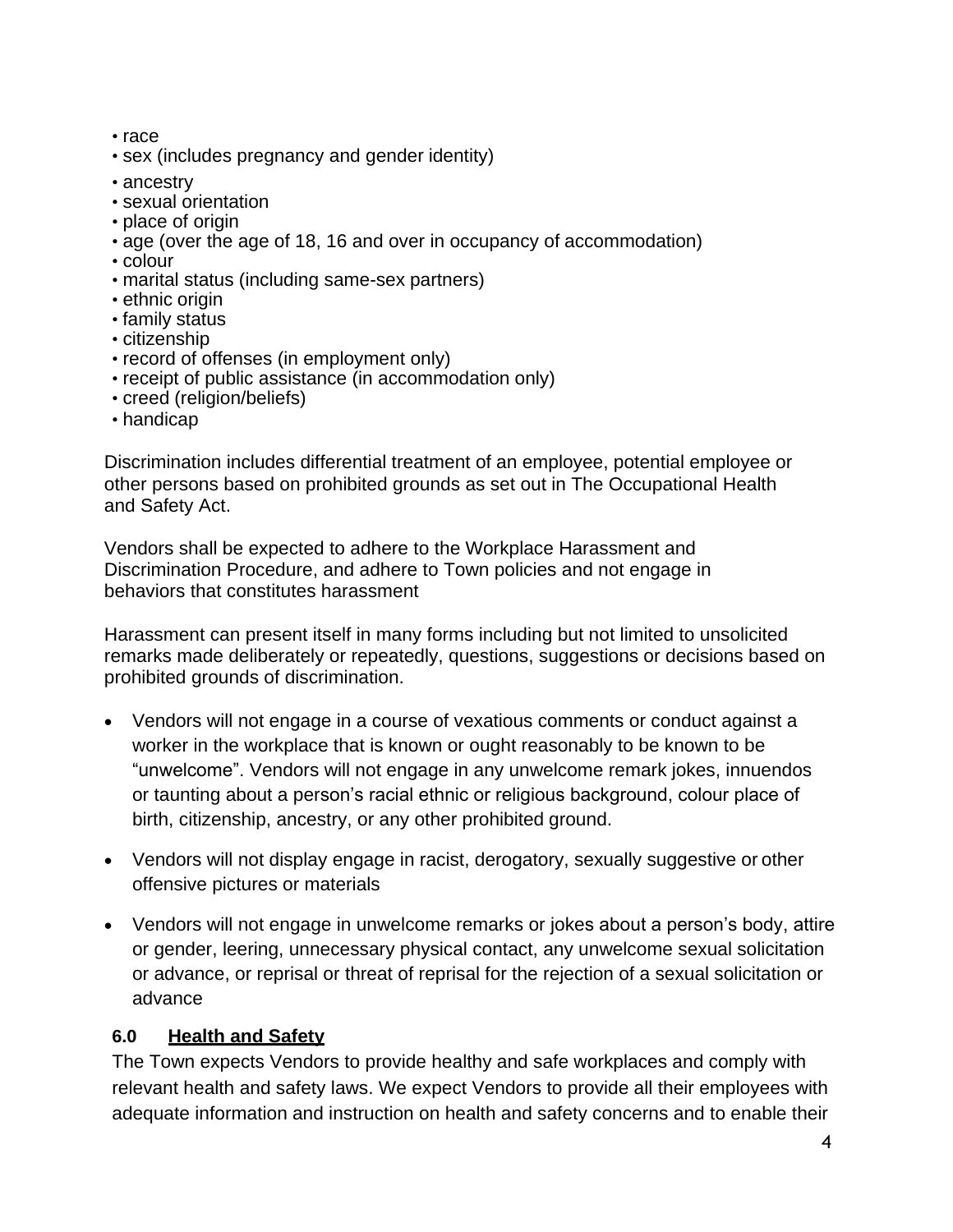- race
- sex (includes pregnancy and gender identity)
- ancestry
- sexual orientation
- place of origin
- age (over the age of 18, 16 and over in occupancy of accommodation)
- colour
- marital status (including same-sex partners)
- ethnic origin
- family status
- citizenship
- record of offenses (in employment only)
- receipt of public assistance (in accommodation only)
- creed (religion/beliefs)
- handicap

Discrimination includes differential treatment of an employee, potential employee or other persons based on prohibited grounds as set out in The Occupational Health and Safety Act.

Vendors shall be expected to adhere to the Workplace Harassment and Discrimination Procedure, and adhere to Town policies and not engage in behaviors that constitutes harassment

Harassment can present itself in many forms including but not limited to unsolicited remarks made deliberately or repeatedly, questions, suggestions or decisions based on prohibited grounds of discrimination.

- Vendors will not engage in a course of vexatious comments or conduct against a worker in the workplace that is known or ought reasonably to be known to be "unwelcome". Vendors will not engage in any unwelcome remark jokes, innuendos or taunting about a person's racial ethnic or religious background, colour place of birth, citizenship, ancestry, or any other prohibited ground.
- Vendors will not display engage in racist, derogatory, sexually suggestive or other offensive pictures or materials
- Vendors will not engage in unwelcome remarks or jokes about a person's body, attire or gender, leering, unnecessary physical contact, any unwelcome sexual solicitation or advance, or reprisal or threat of reprisal for the rejection of a sexual solicitation or advance

## 6.0 Health and Safety

The Town expects Vendors to provide healthy and safe workplaces and comply with relevant health and safety laws. We expect Vendors to provide all their employees with adequate information and instruction on health and safety concerns and to enable their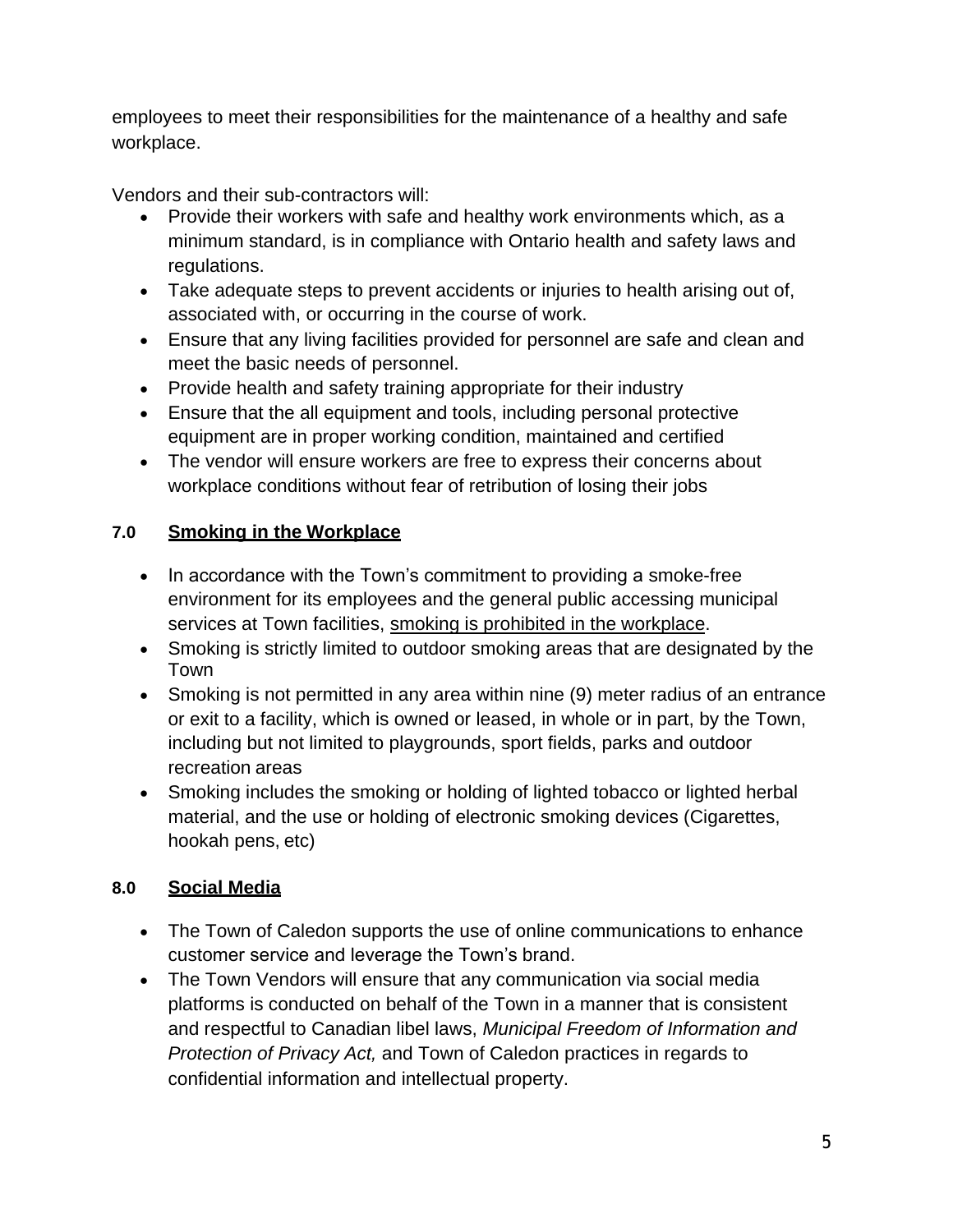employees to meet their responsibilities for the maintenance of a healthy and safe workplace.

Vendors and their sub-contractors will:

- Provide their workers with safe and healthy work environments which, as a minimum standard, is in compliance with Ontario health and safety laws and regulations.
- Take adequate steps to prevent accidents or injuries to health arising out of, associated with, or occurring in the course of work.
- Ensure that any living facilities provided for personnel are safe and clean and meet the basic needs of personnel.
- Provide health and safety training appropriate for their industry
- Ensure that the all equipment and tools, including personal protective equipment are in proper working condition, maintained and certified
- The vendor will ensure workers are free to express their concerns about workplace conditions without fear of retribution of losing their jobs

## 7.0 Smoking in the Workplace

- In accordance with the Town's commitment to providing a smoke-free environment for its employees and the general public accessing municipal services at Town facilities, <u>smoking is prohibited in the workplace</u>.
- Smoking is strictly limited to outdoor smoking areas that are designated by the Town
- Smoking is not permitted in any area within nine (9) meter radius of an entrance or exit to a facility, which is owned or leased, in whole or in part, by the Town, including but not limited to playgrounds, sport fields, parks and outdoor recreation areas
- Smoking includes the smoking or holding of lighted tobacco or lighted herbal material, and the use or holding of electronic smoking devices (Cigarettes, hookah pens, etc)

## 8.0 Social Media

- The Town of Caledon supports the use of online communications to enhance customer service and leverage the Town's brand.
- The Town Vendors will ensure that any communication via social media platforms is conducted on behalf of the Town in a manner that is consistent and respectful to Canadian libel laws, *Municipal Freedom of Information and Protection of Privacy Act,* and Town of Caledon practices in regards to confidential information and intellectual property.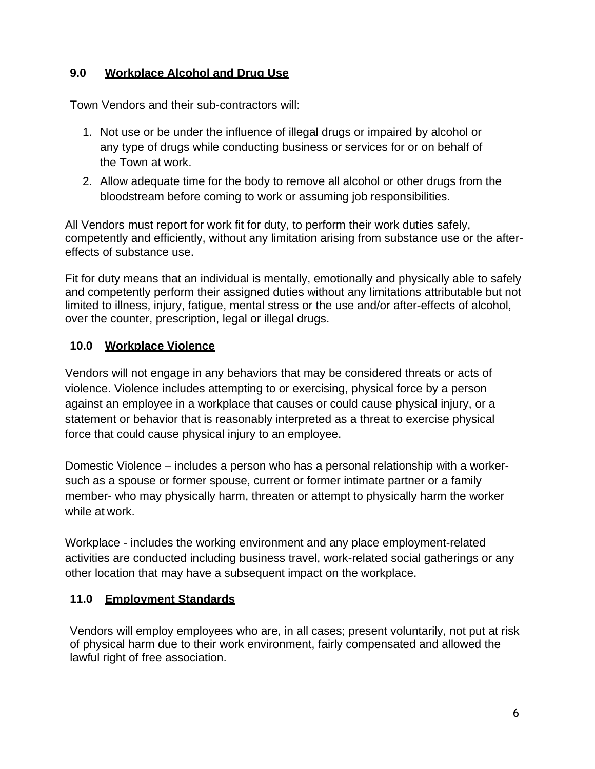## 9.0 Workplace Alcohol and Drug Use

Town Vendors and their sub-contractors will:

1. Not use or be under the influence of illegal drugs or impaired by alcohol or any type of drugs while conducting business or services for or on behalf of the Town at work.
2. Allow adequate time for the body to remove all alcohol or other drugs from the bloodstream before coming to work or assuming job responsibilities.

All Vendors must report for work fit for duty, to perform their work duties safely, competently and efficiently, without any limitation arising from substance use or the after-effects of substance use.

Fit for duty means that an individual is mentally, emotionally and physically able to safely and competently perform their assigned duties without any limitations attributable but not limited to illness, injury, fatigue, mental stress or the use and/or after-effects of alcohol, over the counter, prescription, legal or illegal drugs.

## 10.0 Workplace Violence

Vendors will not engage in any behaviors that may be considered threats or acts of violence. Violence includes attempting to or exercising, physical force by a person against an employee in a workplace that causes or could cause physical injury, or a statement or behavior that is reasonably interpreted as a threat to exercise physical force that could cause physical injury to an employee.

Domestic Violence – includes a person who has a personal relationship with a worker- such as a spouse or former spouse, current or former intimate partner or a family member- who may physically harm, threaten or attempt to physically harm the worker while at work.

Workplace - includes the working environment and any place employment-related activities are conducted including business travel, work-related social gatherings or any other location that may have a subsequent impact on the workplace.

## 11.0 Employment Standards

Vendors will employ employees who are, in all cases; present voluntarily, not put at risk of physical harm due to their work environment, fairly compensated and allowed the lawful right of free association.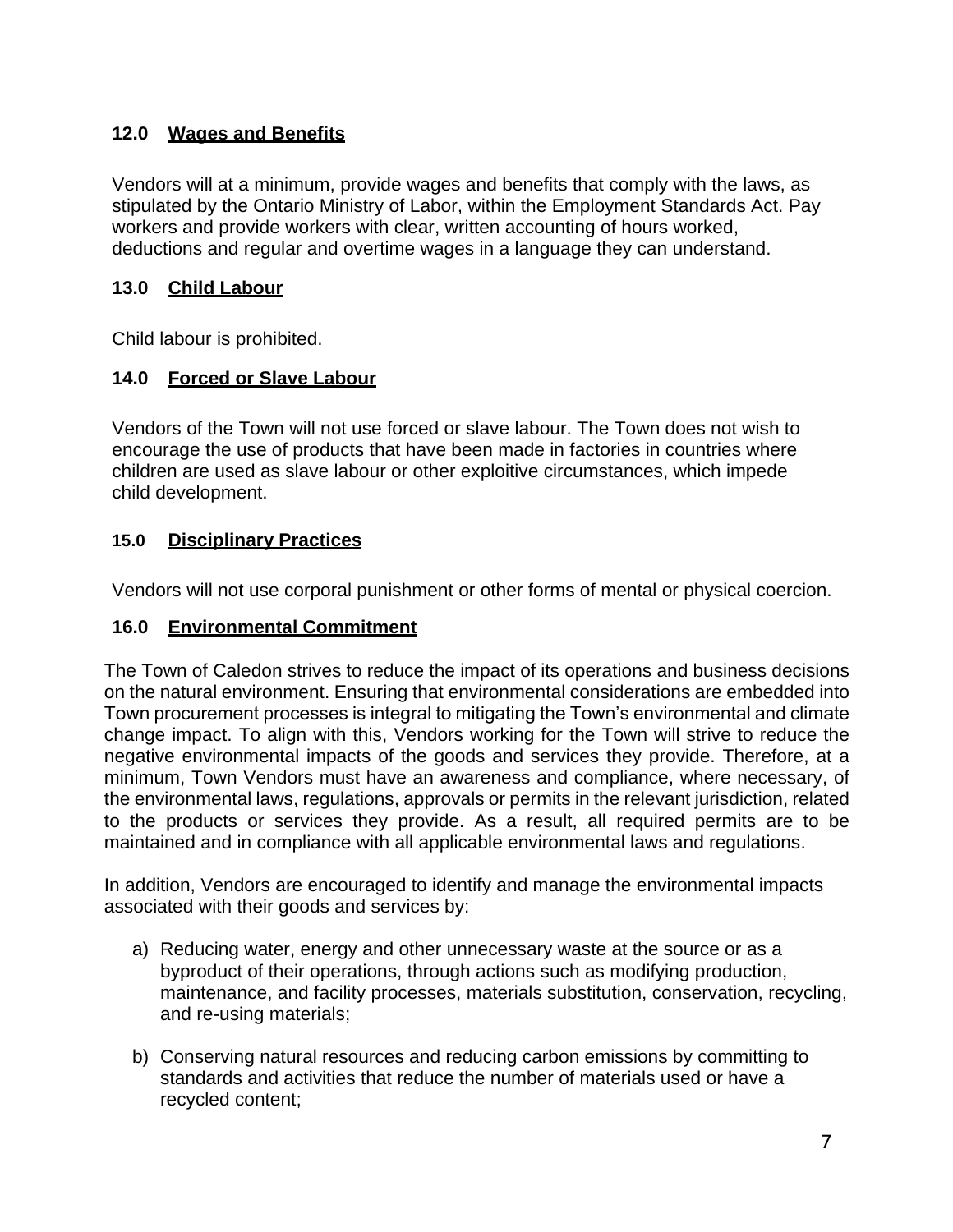## 12.0 Wages and Benefits

Vendors will at a minimum, provide wages and benefits that comply with the laws, as stipulated by the Ontario Ministry of Labor, within the Employment Standards Act. Pay workers and provide workers with clear, written accounting of hours worked, deductions and regular and overtime wages in a language they can understand.

## 13.0 Child Labour

Child labour is prohibited.

## 14.0 Forced or Slave Labour

Vendors of the Town will not use forced or slave labour. The Town does not wish to encourage the use of products that have been made in factories in countries where children are used as slave labour or other exploitive circumstances, which impede child development.

## 15.0 Disciplinary Practices

Vendors will not use corporal punishment or other forms of mental or physical coercion.

## 16.0 Environmental Commitment

The Town of Caledon strives to reduce the impact of its operations and business decisions on the natural environment. Ensuring that environmental considerations are embedded into Town procurement processes is integral to mitigating the Town's environmental and climate change impact. To align with this, Vendors working for the Town will strive to reduce the negative environmental impacts of the goods and services they provide. Therefore, at a minimum, Town Vendors must have an awareness and compliance, where necessary, of the environmental laws, regulations, approvals or permits in the relevant jurisdiction, related to the products or services they provide. As a result, all required permits are to be maintained and in compliance with all applicable environmental laws and regulations.

In addition, Vendors are encouraged to identify and manage the environmental impacts associated with their goods and services by:

a) Reducing water, energy and other unnecessary waste at the source or as a byproduct of their operations, through actions such as modifying production, maintenance, and facility processes, materials substitution, conservation, recycling, and re-using materials;

b) Conserving natural resources and reducing carbon emissions by committing to standards and activities that reduce the number of materials used or have a recycled content;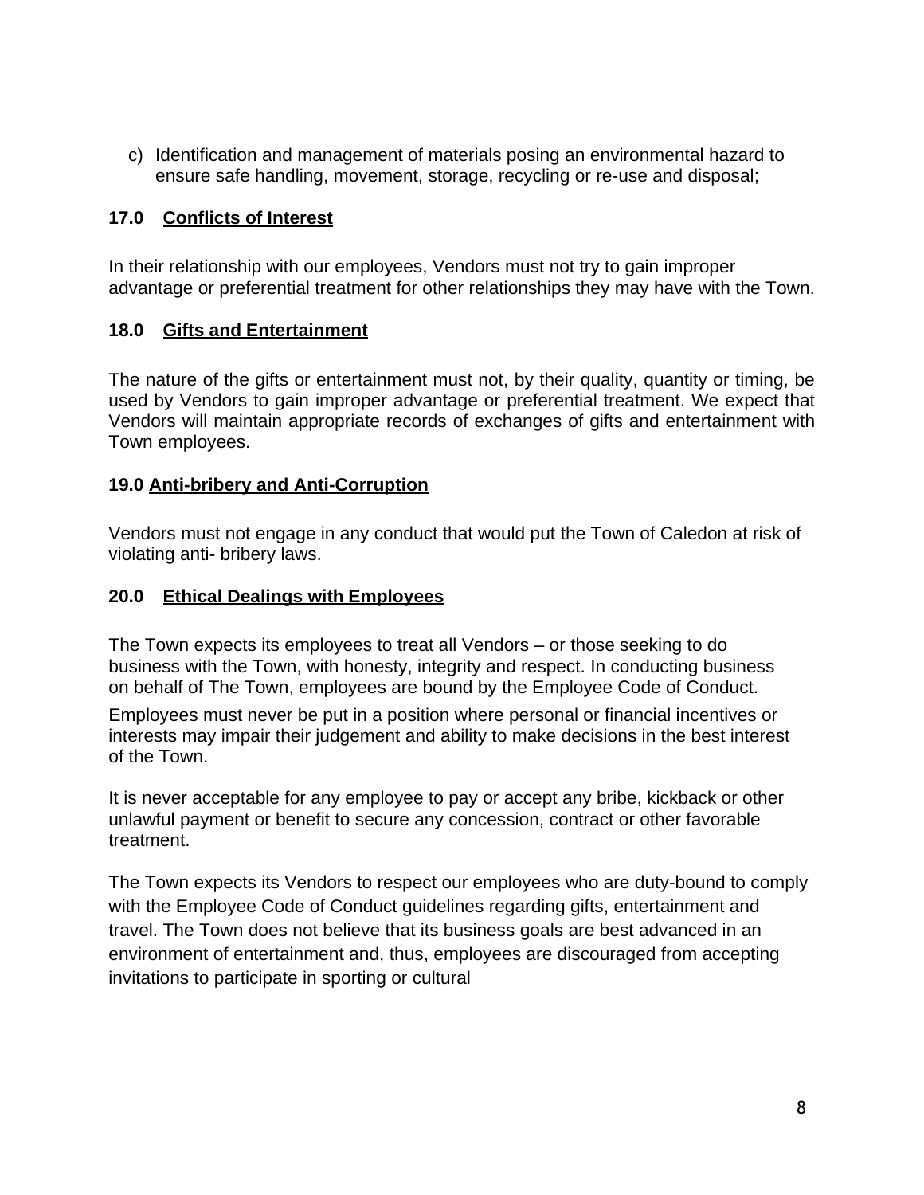c) Identification and management of materials posing an environmental hazard to ensure safe handling, movement, storage, recycling or re-use and disposal;

## 17.0 Conflicts of Interest

In their relationship with our employees, Vendors must not try to gain improper advantage or preferential treatment for other relationships they may have with the Town.

## 18.0 Gifts and Entertainment

The nature of the gifts or entertainment must not, by their quality, quantity or timing, be used by Vendors to gain improper advantage or preferential treatment. We expect that Vendors will maintain appropriate records of exchanges of gifts and entertainment with Town employees.

## 19.0 Anti-bribery and Anti-Corruption

Vendors must not engage in any conduct that would put the Town of Caledon at risk of violating anti- bribery laws.

## 20.0 Ethical Dealings with Employees

The Town expects its employees to treat all Vendors – or those seeking to do business with the Town, with honesty, integrity and respect. In conducting business on behalf of The Town, employees are bound by the Employee Code of Conduct.

Employees must never be put in a position where personal or financial incentives or interests may impair their judgement and ability to make decisions in the best interest of the Town.

It is never acceptable for any employee to pay or accept any bribe, kickback or other unlawful payment or benefit to secure any concession, contract or other favorable treatment.

The Town expects its Vendors to respect our employees who are duty-bound to comply with the Employee Code of Conduct guidelines regarding gifts, entertainment and travel. The Town does not believe that its business goals are best advanced in an environment of entertainment and, thus, employees are discouraged from accepting invitations to participate in sporting or cultural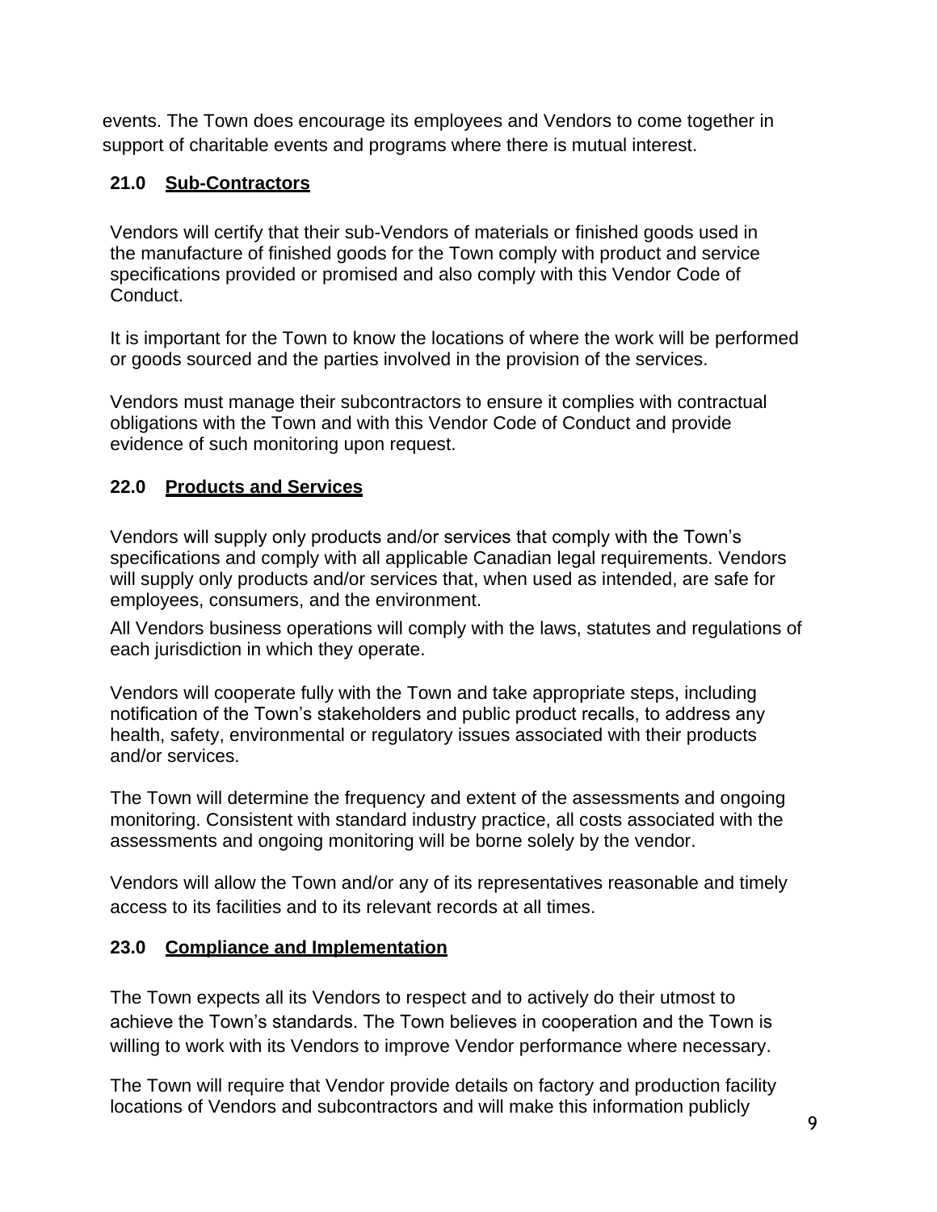events. The Town does encourage its employees and Vendors to come together in support of charitable events and programs where there is mutual interest.

## 21.0 Sub-Contractors

Vendors will certify that their sub-Vendors of materials or finished goods used in the manufacture of finished goods for the Town comply with product and service specifications provided or promised and also comply with this Vendor Code of Conduct.

It is important for the Town to know the locations of where the work will be performed or goods sourced and the parties involved in the provision of the services.

Vendors must manage their subcontractors to ensure it complies with contractual obligations with the Town and with this Vendor Code of Conduct and provide evidence of such monitoring upon request.

## 22.0 Products and Services

Vendors will supply only products and/or services that comply with the Town's specifications and comply with all applicable Canadian legal requirements. Vendors will supply only products and/or services that, when used as intended, are safe for employees, consumers, and the environment.

All Vendors business operations will comply with the laws, statutes and regulations of each jurisdiction in which they operate.

Vendors will cooperate fully with the Town and take appropriate steps, including notification of the Town's stakeholders and public product recalls, to address any health, safety, environmental or regulatory issues associated with their products and/or services.

The Town will determine the frequency and extent of the assessments and ongoing monitoring. Consistent with standard industry practice, all costs associated with the assessments and ongoing monitoring will be borne solely by the vendor.

Vendors will allow the Town and/or any of its representatives reasonable and timely access to its facilities and to its relevant records at all times.

## 23.0 Compliance and Implementation

The Town expects all its Vendors to respect and to actively do their utmost to achieve the Town's standards. The Town believes in cooperation and the Town is willing to work with its Vendors to improve Vendor performance where necessary.

The Town will require that Vendor provide details on factory and production facility locations of Vendors and subcontractors and will make this information publicly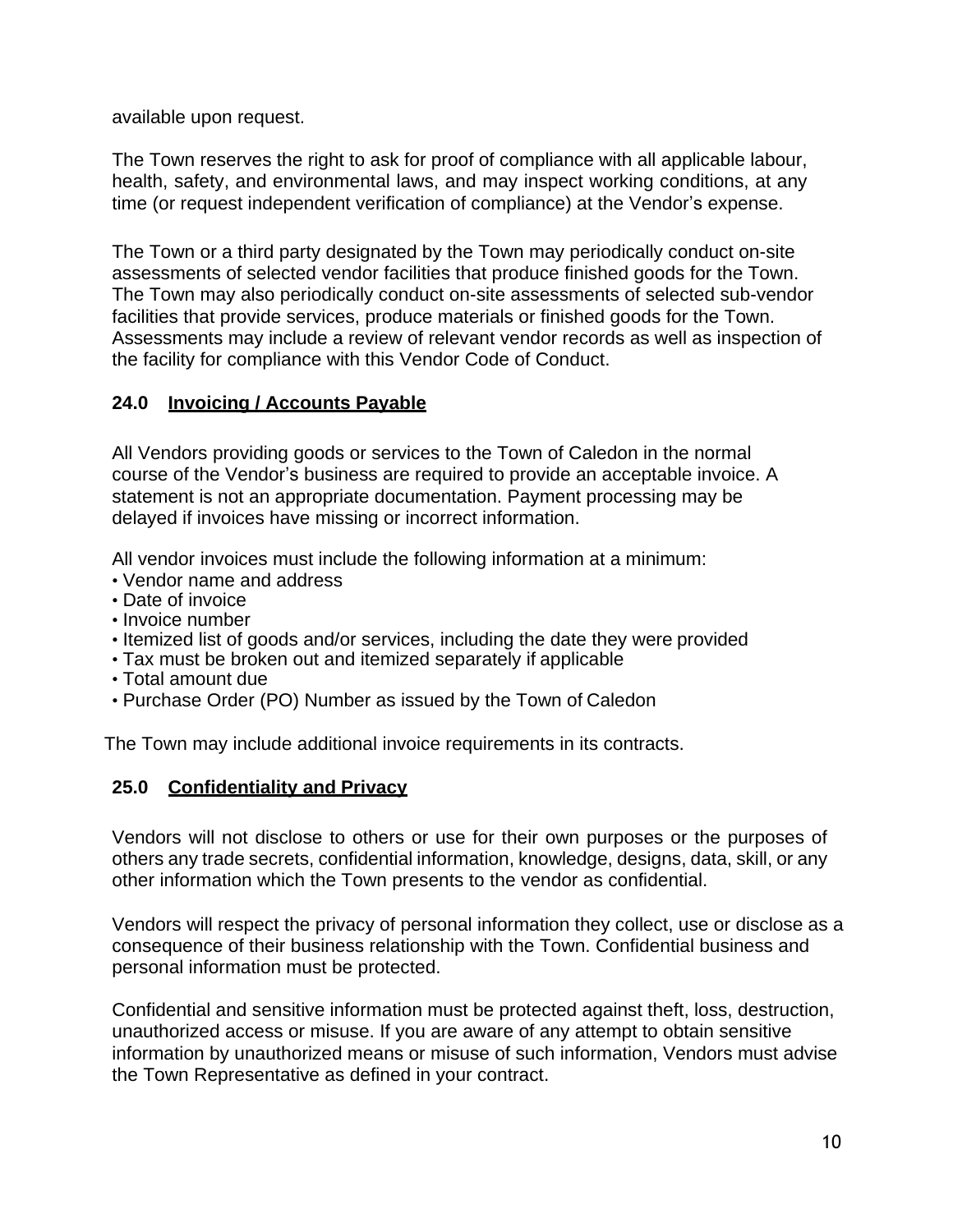available upon request.

The Town reserves the right to ask for proof of compliance with all applicable labour, health, safety, and environmental laws, and may inspect working conditions, at any time (or request independent verification of compliance) at the Vendor's expense.

The Town or a third party designated by the Town may periodically conduct on-site assessments of selected vendor facilities that produce finished goods for the Town. The Town may also periodically conduct on-site assessments of selected sub-vendor facilities that provide services, produce materials or finished goods for the Town. Assessments may include a review of relevant vendor records as well as inspection of the facility for compliance with this Vendor Code of Conduct.

## 24.0 Invoicing / Accounts Payable

All Vendors providing goods or services to the Town of Caledon in the normal course of the Vendor's business are required to provide an acceptable invoice. A statement is not an appropriate documentation. Payment processing may be delayed if invoices have missing or incorrect information.

All vendor invoices must include the following information at a minimum:

- Vendor name and address
- Date of invoice
- Invoice number
- Itemized list of goods and/or services, including the date they were provided
- Tax must be broken out and itemized separately if applicable
- Total amount due
- Purchase Order (PO) Number as issued by the Town of Caledon

The Town may include additional invoice requirements in its contracts.

## 25.0 Confidentiality and Privacy

Vendors will not disclose to others or use for their own purposes or the purposes of others any trade secrets, confidential information, knowledge, designs, data, skill, or any other information which the Town presents to the vendor as confidential.

Vendors will respect the privacy of personal information they collect, use or disclose as a consequence of their business relationship with the Town. Confidential business and personal information must be protected.

Confidential and sensitive information must be protected against theft, loss, destruction, unauthorized access or misuse. If you are aware of any attempt to obtain sensitive information by unauthorized means or misuse of such information, Vendors must advise the Town Representative as defined in your contract.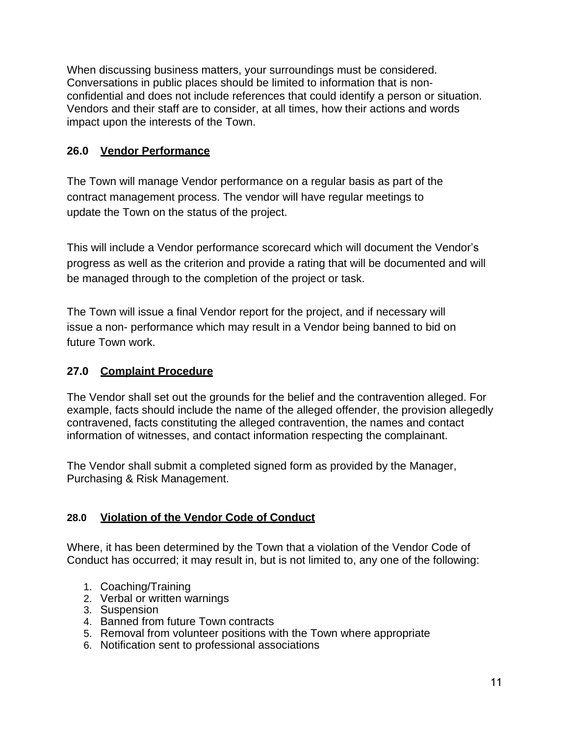When discussing business matters, your surroundings must be considered. Conversations in public places should be limited to information that is non-confidential and does not include references that could identify a person or situation. Vendors and their staff are to consider, at all times, how their actions and words impact upon the interests of the Town.

## 26.0 Vendor Performance

The Town will manage Vendor performance on a regular basis as part of the contract management process. The vendor will have regular meetings to update the Town on the status of the project.

This will include a Vendor performance scorecard which will document the Vendor's progress as well as the criterion and provide a rating that will be documented and will be managed through to the completion of the project or task.

The Town will issue a final Vendor report for the project, and if necessary will issue a non- performance which may result in a Vendor being banned to bid on future Town work.

## 27.0 Complaint Procedure

The Vendor shall set out the grounds for the belief and the contravention alleged. For example, facts should include the name of the alleged offender, the provision allegedly contravened, facts constituting the alleged contravention, the names and contact information of witnesses, and contact information respecting the complainant.

The Vendor shall submit a completed signed form as provided by the Manager, Purchasing & Risk Management.

## 28.0 Violation of the Vendor Code of Conduct

Where, it has been determined by the Town that a violation of the Vendor Code of Conduct has occurred; it may result in, but is not limited to, any one of the following:

1. Coaching/Training
2. Verbal or written warnings
3. Suspension
4. Banned from future Town contracts
5. Removal from volunteer positions with the Town where appropriate
6. Notification sent to professional associations